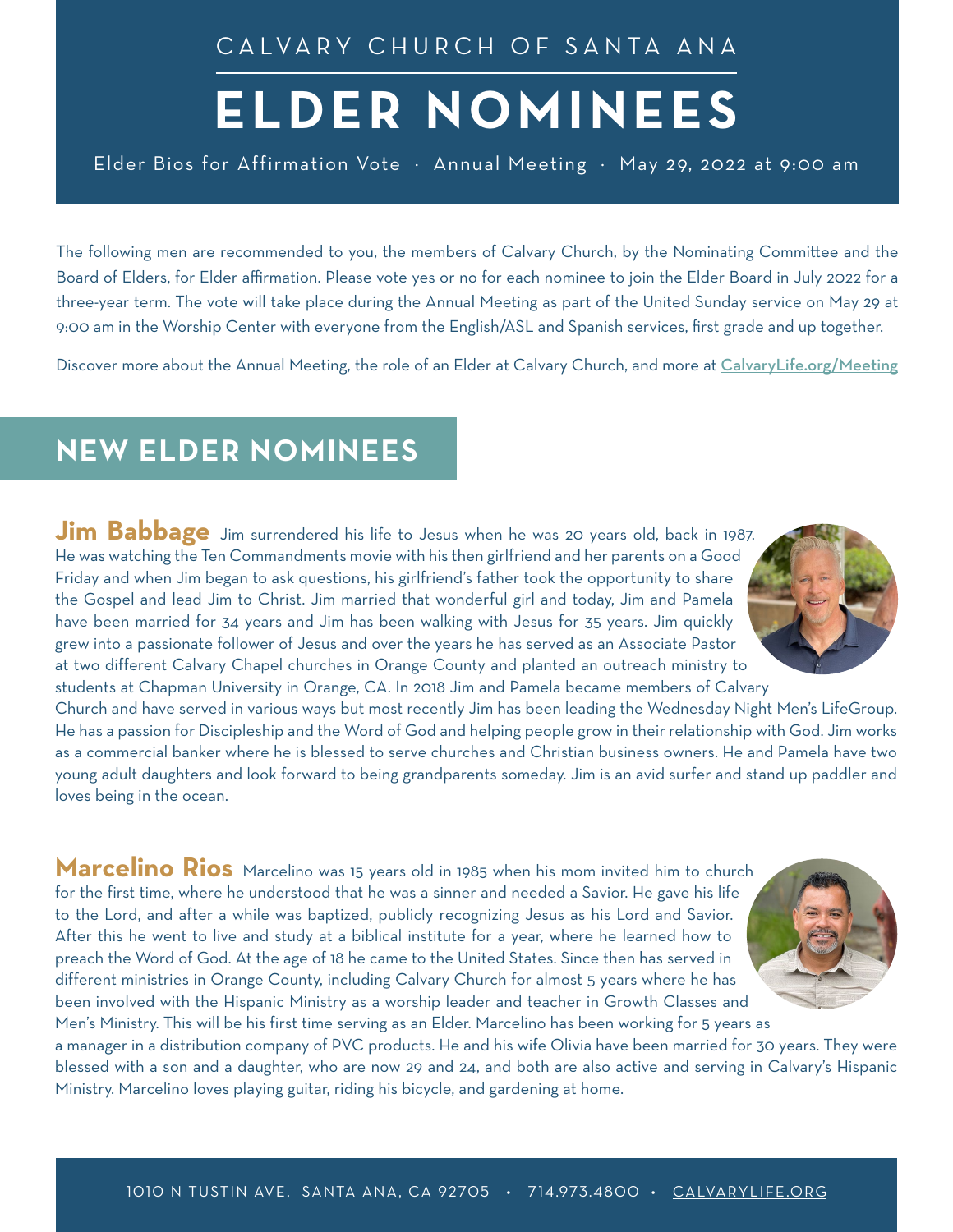CALVARY CHURCH OF SANTA ANA

# ELDER NOMINEES

Elder Bios for Affirmation Vote · Annual Meeting · May 29, 2022 at 9:00 am

The following men are recommended to you, the members of Calvary Church, by the Nominating Committee and the Board of Elders, for Elder affirmation. Please vote yes or no for each nominee to join the Elder Board in July 2022 for a three-year term. The vote will take place during the Annual Meeting as part of the United Sunday service on May 29 at 9:00 am in the Worship Center with everyone from the English/ASL and Spanish services, first grade and up together.

Discover more about the Annual Meeting, the role of an Elder at Calvary Church, and more at CalvaryLife.org/Meeting

## NEW ELDER NOMINEES

**Jim Babbage** Jim surrendered his life to Jesus when he was 20 years old, back in 1987. He was watching the Ten Commandments movie with his then girlfriend and her parents on a Good Friday and when Jim began to ask questions, his girlfriend's father took the opportunity to share the Gospel and lead Jim to Christ. Jim married that wonderful girl and today, Jim and Pamela have been married for 34 years and Jim has been walking with Jesus for 35 years. Jim quickly grew into a passionate follower of Jesus and over the years he has served as an Associate Pastor at two different Calvary Chapel churches in Orange County and planted an outreach ministry to students at Chapman University in Orange, CA. In 2018 Jim and Pamela became members of Calvary Church and have served in various ways but most recently Jim has been leading the Wednesday Night Men's LifeGroup. He has a passion for Discipleship and the Word of God and helping people grow in their relationship with God. Jim works as a commercial banker where he is blessed to serve churches and Christian business owners. He and Pamela have two young adult daughters and look forward to being grandparents someday. Jim is an avid surfer and stand up paddler and loves being in the ocean.

**Marcelino Rios** Marcelino was 15 years old in 1985 when his mom invited him to church for the first time, where he understood that he was a sinner and needed a Savior. He gave his life to the Lord, and after a while was baptized, publicly recognizing Jesus as his Lord and Savior. After this he went to live and study at a biblical institute for a year, where he learned how to preach the Word of God. At the age of 18 he came to the United States. Since then has served in different ministries in Orange County, including Calvary Church for almost 5 years where he has been involved with the Hispanic Ministry as a worship leader and teacher in Growth Classes and Men's Ministry. This will be his first time serving as an Elder. Marcelino has been working for 5 years as a manager in a distribution company of PVC products. He and his wife Olivia have been married for 30 years. They were blessed with a son and a daughter, who are now 29 and 24, and both are also active and serving in Calvary's Hispanic Ministry. Marcelino loves playing guitar, riding his bicycle, and gardening at home.

1010 N TUSTIN AVE. SANTA ANA, CA 92705 • 714.973.4800 • CALVARYLIFE.ORG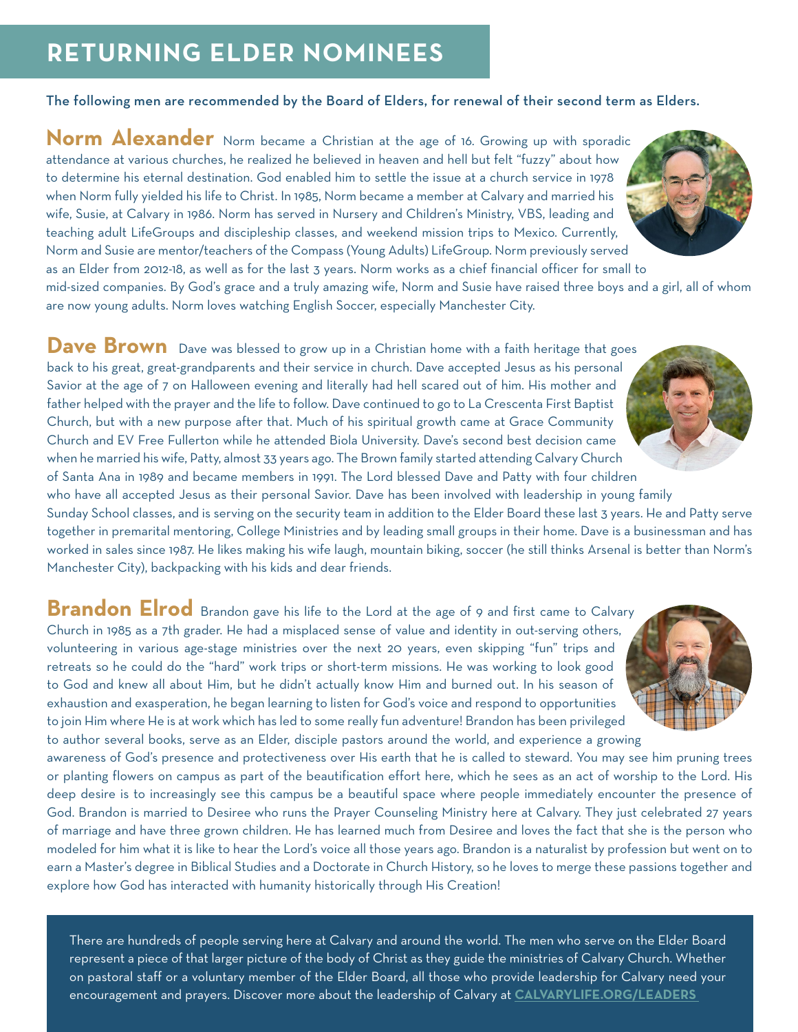# RETURNING ELDER NOMINEES

**The following men are recommended by the Board of Elders, for renewal of their second term as Elders.**

**Norm Alexander** Norm became a Christian at the age of 16. Growing up with sporadic attendance at various churches, he realized he believed in heaven and hell but felt "fuzzy" about how to determine his eternal destination. God enabled him to settle the issue at a church service in 1978 when Norm fully yielded his life to Christ. In 1985, Norm became a member at Calvary and married his wife, Susie, at Calvary in 1986. Norm has served in Nursery and Children's Ministry, VBS, leading and teaching adult LifeGroups and discipleship classes, and weekend mission trips to Mexico. Currently, Norm and Susie are mentor/teachers of the Compass (Young Adults) LifeGroup. Norm previously served as an Elder from 2012-18, as well as for the last 3 years. Norm works as a chief financial officer for small to mid-sized companies. By God's grace and a truly amazing wife, Norm and Susie have raised three boys and a girl, all of whom are now young adults. Norm loves watching English Soccer, especially Manchester City.

**Dave Brown** Dave was blessed to grow up in a Christian home with a faith heritage that goes back to his great, great-grandparents and their service in church. Dave accepted Jesus as his personal Savior at the age of 7 on Halloween evening and literally had hell scared out of him. His mother and father helped with the prayer and the life to follow. Dave continued to go to La Crescenta First Baptist Church, but with a new purpose after that. Much of his spiritual growth came at Grace Community Church and EV Free Fullerton while he attended Biola University. Dave's second best decision came when he married his wife, Patty, almost 33 years ago. The Brown family started attending Calvary Church of Santa Ana in 1989 and became members in 1991. The Lord blessed Dave and Patty with four children who have all accepted Jesus as their personal Savior. Dave has been involved with leadership in young family Sunday School classes, and is serving on the security team in addition to the Elder Board these last 3 years. He and Patty serve together in premarital mentoring, College Ministries and by leading small groups in their home. Dave is a businessman and has worked in sales since 1987. He likes making his wife laugh, mountain biking, soccer (he still thinks Arsenal is better than Norm's Manchester City), backpacking with his kids and dear friends.

**Brandon Elrod** Brandon gave his life to the Lord at the age of 9 and first came to Calvary Church in 1985 as a 7th grader. He had a misplaced sense of value and identity in out-serving others, volunteering in various age-stage ministries over the next 20 years, even skipping "fun" trips and retreats so he could do the "hard" work trips or short-term missions. He was working to look good to God and knew all about Him, but he didn't actually know Him and burned out. In his season of exhaustion and exasperation, he began learning to listen for God's voice and respond to opportunities to join Him where He is at work which has led to some really fun adventure! Brandon has been privileged to author several books, serve as an Elder, disciple pastors around the world, and experience a growing awareness of God's presence and protectiveness over His earth that he is called to steward. You may see him pruning trees or planting flowers on campus as part of the beautification effort here, which he sees as an act of worship to the Lord. His deep desire is to increasingly see this campus be a beautiful space where people immediately encounter the presence of God. Brandon is married to Desiree who runs the Prayer Counseling Ministry here at Calvary. They just celebrated 27 years of marriage and have three grown children. He has learned much from Desiree and loves the fact that she is the person who modeled for him what it is like to hear the Lord's voice all those years ago. Brandon is a naturalist by profession but went on to earn a Master's degree in Biblical Studies and a Doctorate in Church History, so he loves to merge these passions together and explore how God has interacted with humanity historically through His Creation!

There are hundreds of people serving here at Calvary and around the world. The men who serve on the Elder Board represent a piece of that larger picture of the body of Christ as they guide the ministries of Calvary Church. Whether on pastoral staff or a voluntary member of the Elder Board, all those who provide leadership for Calvary need your encouragement and prayers. Discover more about the leadership of Calvary at **CALVARYLIFE.ORG/LEADERS**